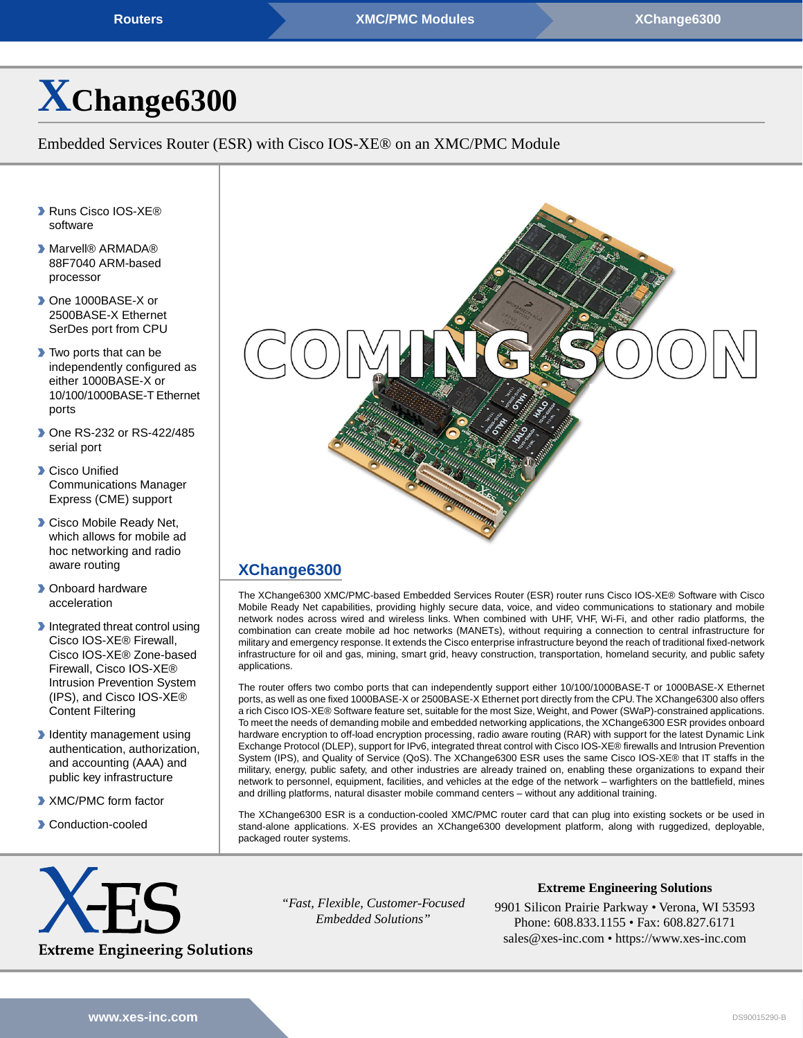# XChange6300

Embedded Services Router (ESR) with Cisco IOS-XE® on an XMC/PMC Module

- Runs Cisco IOS-XE® software
- Marvell® ARMADA® 88F7040 ARM-based processor
- One 1000BASE-X or 2500BASE-X Ethernet SerDes port from CPU
- Two ports that can be independently configured as either 1000BASE-X or 10/100/1000BASE-T Ethernet ports
- One RS-232 or RS-422/485 serial port
- Cisco Unified Communications Manager Express (CME) support
- Cisco Mobile Ready Net, which allows for mobile ad hoc networking and radio aware routing
- Onboard hardware acceleration
- Integrated threat control using Cisco IOS-XE® Firewall, Cisco IOS-XE® Zone-based Firewall, Cisco IOS-XE® Intrusion Prevention System (IPS), and Cisco IOS-XE® Content Filtering
- Identity management using authentication, authorization, and accounting (AAA) and public key infrastructure
- XMC/PMC form factor
- Conduction-cooled

COMING SOON

## XChange6300

The XChange6300 XMC/PMC-based Embedded Services Router (ESR) router runs Cisco IOS-XE® Software with Cisco Mobile Ready Net capabilities, providing highly secure data, voice, and video communications to stationary and mobile network nodes across wired and wireless links. When combined with UHF, VHF, Wi-Fi, and other radio platforms, the combination can create mobile ad hoc networks (MANETs), without requiring a connection to central infrastructure for military and emergency response. It extends the Cisco enterprise infrastructure beyond the reach of traditional fixed-network infrastructure for oil and gas, mining, smart grid, heavy construction, transportation, homeland security, and public safety applications.

The router offers two combo ports that can independently support either 10/100/1000BASE-T or 1000BASE-X Ethernet ports, as well as one fixed 1000BASE-X or 2500BASE-X Ethernet port directly from the CPU. The XChange6300 also offers a rich Cisco IOS-XE® Software feature set, suitable for the most Size, Weight, and Power (SWaP)-constrained applications. To meet the needs of demanding mobile and embedded networking applications, the XChange6300 ESR provides onboard hardware encryption to off-load encryption processing, radio aware routing (RAR) with support for the latest Dynamic Link Exchange Protocol (DLEP), support for IPv6, integrated threat control with Cisco IOS-XE® firewalls and Intrusion Prevention System (IPS), and Quality of Service (QoS). The XChange6300 ESR uses the same Cisco IOS-XE® that IT staffs in the military, energy, public safety, and other industries are already trained on, enabling these organizations to expand their network to personnel, equipment, facilities, and vehicles at the edge of the network – warfighters on the battlefield, mines and drilling platforms, natural disaster mobile command centers – without any additional training.

The XChange6300 ESR is a conduction-cooled XMC/PMC router card that can plug into existing sockets or be used in stand-alone applications. X-ES provides an XChange6300 development platform, along with ruggedized, deployable, packaged router systems.

X-ES
Extreme Engineering Solutions

*"Fast, Flexible, Customer-Focused Embedded Solutions"*

**Extreme Engineering Solutions**
9901 Silicon Prairie Parkway • Verona, WI 53593
Phone: 608.833.1155 • Fax: 608.827.6171
sales@xes-inc.com • https://www.xes-inc.com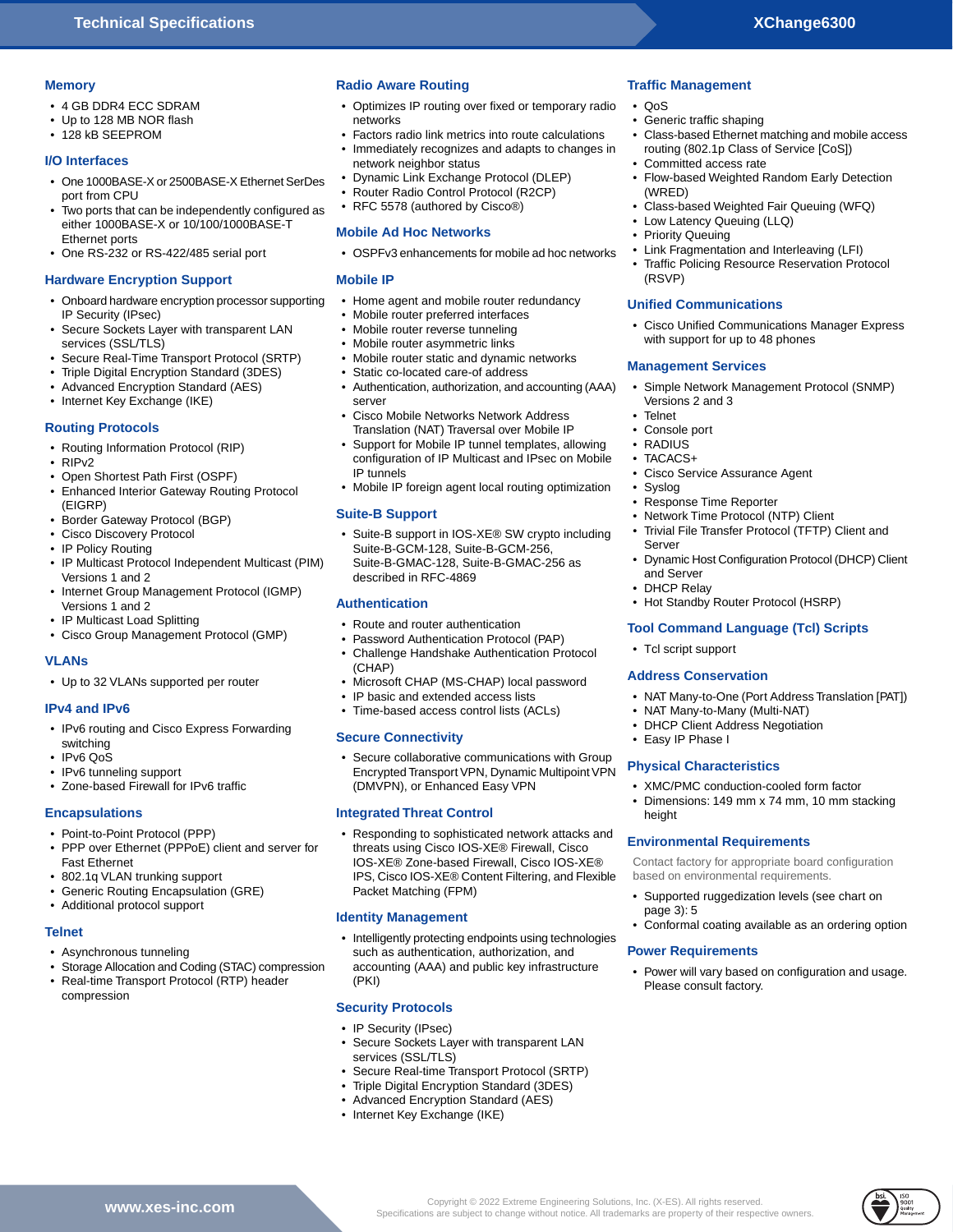## Memory

- 4 GB DDR4 ECC SDRAM
- Up to 128 MB NOR flash
- 128 kB SEEPROM

## I/O Interfaces

- One 1000BASE-X or 2500BASE-X Ethernet SerDes port from CPU
- Two ports that can be independently configured as either 1000BASE-X or 10/100/1000BASE-T Ethernet ports
- One RS-232 or RS-422/485 serial port

## Hardware Encryption Support

- Onboard hardware encryption processor supporting IP Security (IPsec)
- Secure Sockets Layer with transparent LAN services (SSL/TLS)
- Secure Real-Time Transport Protocol (SRTP)
- Triple Digital Encryption Standard (3DES)
- Advanced Encryption Standard (AES)
- Internet Key Exchange (IKE)

## Routing Protocols

- Routing Information Protocol (RIP)
- RIPv2
- Open Shortest Path First (OSPF)
- Enhanced Interior Gateway Routing Protocol (EIGRP)
- Border Gateway Protocol (BGP)
- Cisco Discovery Protocol
- IP Policy Routing
- IP Multicast Protocol Independent Multicast (PIM) Versions 1 and 2
- Internet Group Management Protocol (IGMP) Versions 1 and 2
- IP Multicast Load Splitting
- Cisco Group Management Protocol (GMP)

## VLANs

- Up to 32 VLANs supported per router

## IPv4 and IPv6

- IPv6 routing and Cisco Express Forwarding switching
- IPv6 QoS
- IPv6 tunneling support
- Zone-based Firewall for IPv6 traffic

## Encapsulations

- Point-to-Point Protocol (PPP)
- PPP over Ethernet (PPPoE) client and server for Fast Ethernet
- 802.1q VLAN trunking support
- Generic Routing Encapsulation (GRE)
- Additional protocol support

## Telnet

- Asynchronous tunneling
- Storage Allocation and Coding (STAC) compression
- Real-time Transport Protocol (RTP) header compression

## Radio Aware Routing

- Optimizes IP routing over fixed or temporary radio networks
- Factors radio link metrics into route calculations
- Immediately recognizes and adapts to changes in network neighbor status
- Dynamic Link Exchange Protocol (DLEP)
- Router Radio Control Protocol (R2CP)
- RFC 5578 (authored by Cisco®)

## Mobile Ad Hoc Networks

- OSPFv3 enhancements for mobile ad hoc networks

## Mobile IP

- Home agent and mobile router redundancy
- Mobile router preferred interfaces
- Mobile router reverse tunneling
- Mobile router asymmetric links
- Mobile router static and dynamic networks
- Static co-located care-of address
- Authentication, authorization, and accounting (AAA) server
- Cisco Mobile Networks Network Address Translation (NAT) Traversal over Mobile IP
- Support for Mobile IP tunnel templates, allowing configuration of IP Multicast and IPsec on Mobile IP tunnels
- Mobile IP foreign agent local routing optimization

## Suite-B Support

- Suite-B support in IOS-XE® SW crypto including Suite-B-GCM-128, Suite-B-GCM-256, Suite-B-GMAC-128, Suite-B-GMAC-256 as described in RFC-4869

## Authentication

- Route and router authentication
- Password Authentication Protocol (PAP)
- Challenge Handshake Authentication Protocol (CHAP)
- Microsoft CHAP (MS-CHAP) local password
- IP basic and extended access lists
- Time-based access control lists (ACLs)

## Secure Connectivity

- Secure collaborative communications with Group Encrypted Transport VPN, Dynamic Multipoint VPN (DMVPN), or Enhanced Easy VPN

## Integrated Threat Control

- Responding to sophisticated network attacks and threats using Cisco IOS-XE® Firewall, Cisco IOS-XE® Zone-based Firewall, Cisco IOS-XE® IPS, Cisco IOS-XE® Content Filtering, and Flexible Packet Matching (FPM)

## Identity Management

- Intelligently protecting endpoints using technologies such as authentication, authorization, and accounting (AAA) and public key infrastructure (PKI)

## Security Protocols

- IP Security (IPsec)
- Secure Sockets Layer with transparent LAN services (SSL/TLS)
- Secure Real-time Transport Protocol (SRTP)
- Triple Digital Encryption Standard (3DES)
- Advanced Encryption Standard (AES)
- Internet Key Exchange (IKE)

## Traffic Management

- QoS
- Generic traffic shaping
- Class-based Ethernet matching and mobile access routing (802.1p Class of Service [CoS])
- Committed access rate
- Flow-based Weighted Random Early Detection (WRED)
- Class-based Weighted Fair Queuing (WFQ)
- Low Latency Queuing (LLQ)
- Priority Queuing
- Link Fragmentation and Interleaving (LFI)
- Traffic Policing Resource Reservation Protocol (RSVP)

## Unified Communications

- Cisco Unified Communications Manager Express with support for up to 48 phones

## Management Services

- Simple Network Management Protocol (SNMP) Versions 2 and 3
- Telnet
- Console port
- RADIUS
- TACACS+
- Cisco Service Assurance Agent
- Syslog
- Response Time Reporter
- Network Time Protocol (NTP) Client
- Trivial File Transfer Protocol (TFTP) Client and Server
- Dynamic Host Configuration Protocol (DHCP) Client and Server
- DHCP Relay
- Hot Standby Router Protocol (HSRP)

## Tool Command Language (Tcl) Scripts

- Tcl script support

## Address Conservation

- NAT Many-to-One (Port Address Translation [PAT])
- NAT Many-to-Many (Multi-NAT)
- DHCP Client Address Negotiation
- Easy IP Phase I

## Physical Characteristics

- XMC/PMC conduction-cooled form factor
- Dimensions: 149 mm x 74 mm, 10 mm stacking height

## Environmental Requirements

Contact factory for appropriate board configuration based on environmental requirements.

- Supported ruggedization levels (see chart on page 3): 5
- Conformal coating available as an ordering option

## Power Requirements

- Power will vary based on configuration and usage. Please consult factory.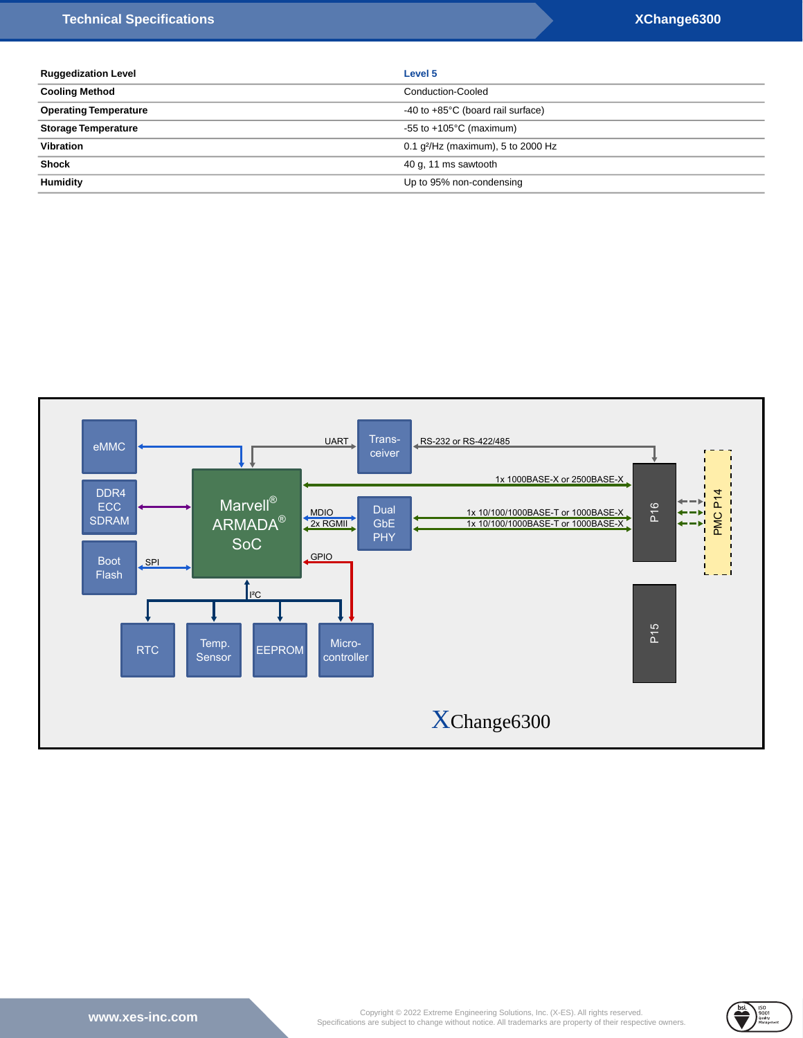| | |
|---|---|
| **Ruggedization Level** | **Level 5** |
| **Cooling Method** | Conduction-Cooled |
| **Operating Temperature** | -40 to +85°C (board rail surface) |
| **Storage Temperature** | -55 to +105°C (maximum) |
| **Vibration** | 0.1 g²/Hz (maximum), 5 to 2000 Hz |
| **Shock** | 40 g, 11 ms sawtooth |
| **Humidity** | Up to 95% non-condensing |

eMMC
DDR4 ECC SDRAM
Boot Flash
SPI
Marvell® ARMADA® SoC
UART
Trans-ceiver
RS-232 or RS-422/485
1x 1000BASE-X or 2500BASE-X
MDIO
2x RGMII
Dual GbE PHY
1x 10/100/1000BASE-T or 1000BASE-X
1x 10/100/1000BASE-T or 1000BASE-X
GPIO
I²C
RTC
Temp. Sensor
EEPROM
Micro-controller
P16
P15
PMC P14
XChange6300